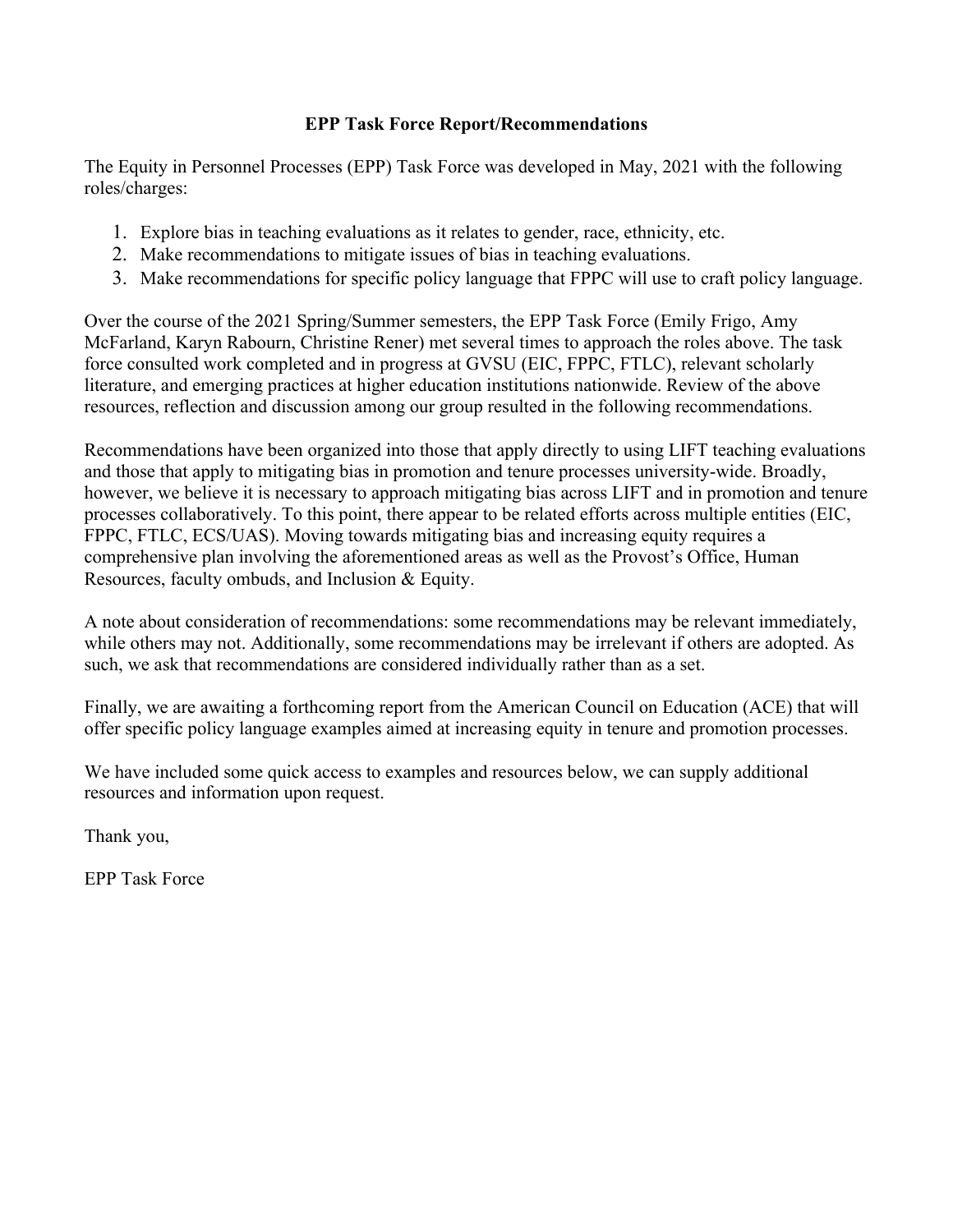# EPP Task Force Report/Recommendations

The Equity in Personnel Processes (EPP) Task Force was developed in May, 2021 with the following roles/charges:

1. Explore bias in teaching evaluations as it relates to gender, race, ethnicity, etc.
2. Make recommendations to mitigate issues of bias in teaching evaluations.
3. Make recommendations for specific policy language that FPPC will use to craft policy language.

Over the course of the 2021 Spring/Summer semesters, the EPP Task Force (Emily Frigo, Amy McFarland, Karyn Rabourn, Christine Rener) met several times to approach the roles above. The task force consulted work completed and in progress at GVSU (EIC, FPPC, FTLC), relevant scholarly literature, and emerging practices at higher education institutions nationwide. Review of the above resources, reflection and discussion among our group resulted in the following recommendations.

Recommendations have been organized into those that apply directly to using LIFT teaching evaluations and those that apply to mitigating bias in promotion and tenure processes university-wide. Broadly, however, we believe it is necessary to approach mitigating bias across LIFT and in promotion and tenure processes collaboratively. To this point, there appear to be related efforts across multiple entities (EIC, FPPC, FTLC, ECS/UAS). Moving towards mitigating bias and increasing equity requires a comprehensive plan involving the aforementioned areas as well as the Provost's Office, Human Resources, faculty ombuds, and Inclusion & Equity.

A note about consideration of recommendations: some recommendations may be relevant immediately, while others may not. Additionally, some recommendations may be irrelevant if others are adopted. As such, we ask that recommendations are considered individually rather than as a set.

Finally, we are awaiting a forthcoming report from the American Council on Education (ACE) that will offer specific policy language examples aimed at increasing equity in tenure and promotion processes.

We have included some quick access to examples and resources below, we can supply additional resources and information upon request.

Thank you,

EPP Task Force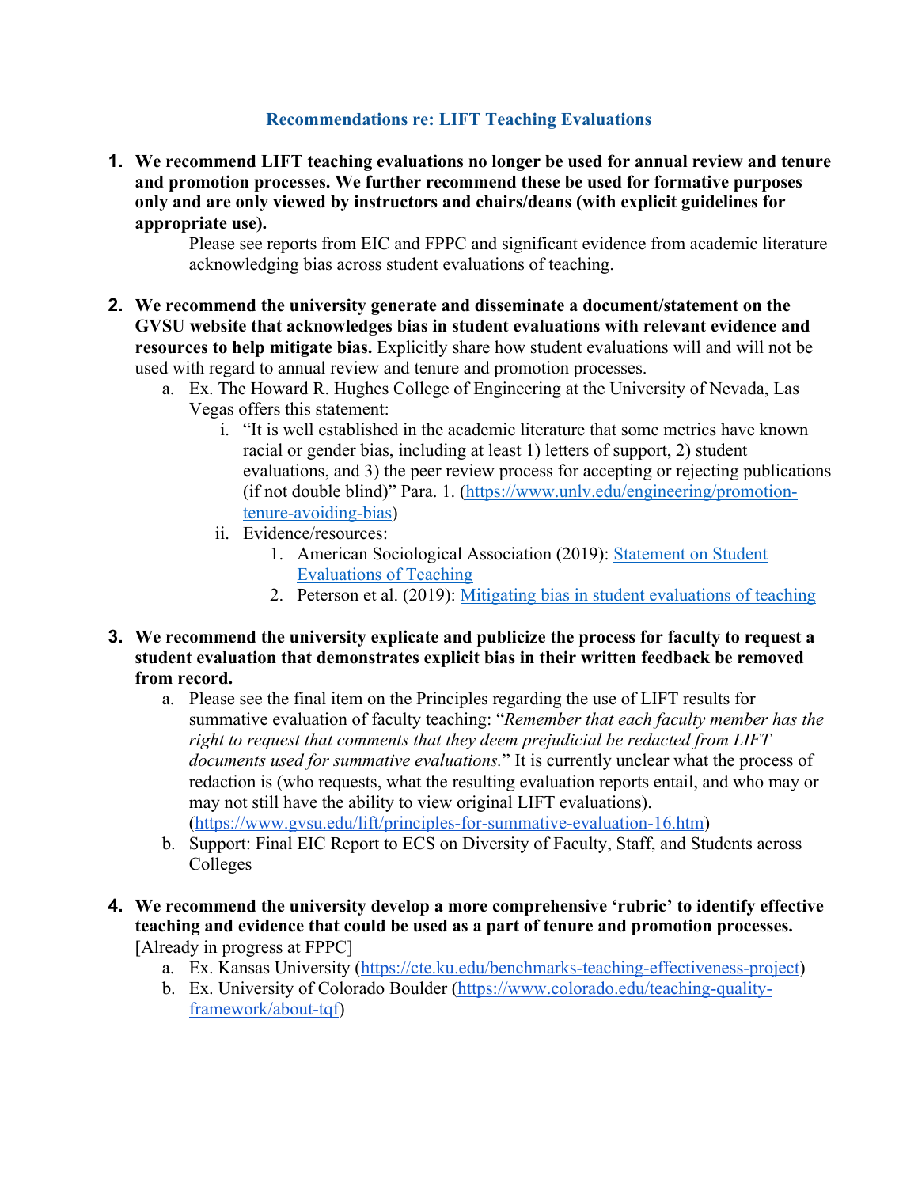## Recommendations re: LIFT Teaching Evaluations

1. **We recommend LIFT teaching evaluations no longer be used for annual review and tenure and promotion processes. We further recommend these be used for formative purposes only and are only viewed by instructors and chairs/deans (with explicit guidelines for appropriate use).**

   Please see reports from EIC and FPPC and significant evidence from academic literature acknowledging bias across student evaluations of teaching.

2. **We recommend the university generate and disseminate a document/statement on the GVSU website that acknowledges bias in student evaluations with relevant evidence and resources to help mitigate bias.** Explicitly share how student evaluations will and will not be used with regard to annual review and tenure and promotion processes.
   a. Ex. The Howard R. Hughes College of Engineering at the University of Nevada, Las Vegas offers this statement:
      i. "It is well established in the academic literature that some metrics have known racial or gender bias, including at least 1) letters of support, 2) student evaluations, and 3) the peer review process for accepting or rejecting publications (if not double blind)" Para. 1. (https://www.unlv.edu/engineering/promotion-tenure-avoiding-bias)
      ii. Evidence/resources:
         1. American Sociological Association (2019): Statement on Student Evaluations of Teaching
         2. Peterson et al. (2019): Mitigating bias in student evaluations of teaching

3. **We recommend the university explicate and publicize the process for faculty to request a student evaluation that demonstrates explicit bias in their written feedback be removed from record.**
   a. Please see the final item on the Principles regarding the use of LIFT results for summative evaluation of faculty teaching: "*Remember that each faculty member has the right to request that comments that they deem prejudicial be redacted from LIFT documents used for summative evaluations.*" It is currently unclear what the process of redaction is (who requests, what the resulting evaluation reports entail, and who may or may not still have the ability to view original LIFT evaluations). (https://www.gvsu.edu/lift/principles-for-summative-evaluation-16.htm)
   b. Support: Final EIC Report to ECS on Diversity of Faculty, Staff, and Students across Colleges

4. **We recommend the university develop a more comprehensive 'rubric' to identify effective teaching and evidence that could be used as a part of tenure and promotion processes.** [Already in progress at FPPC]
   a. Ex. Kansas University (https://cte.ku.edu/benchmarks-teaching-effectiveness-project)
   b. Ex. University of Colorado Boulder (https://www.colorado.edu/teaching-quality-framework/about-tqf)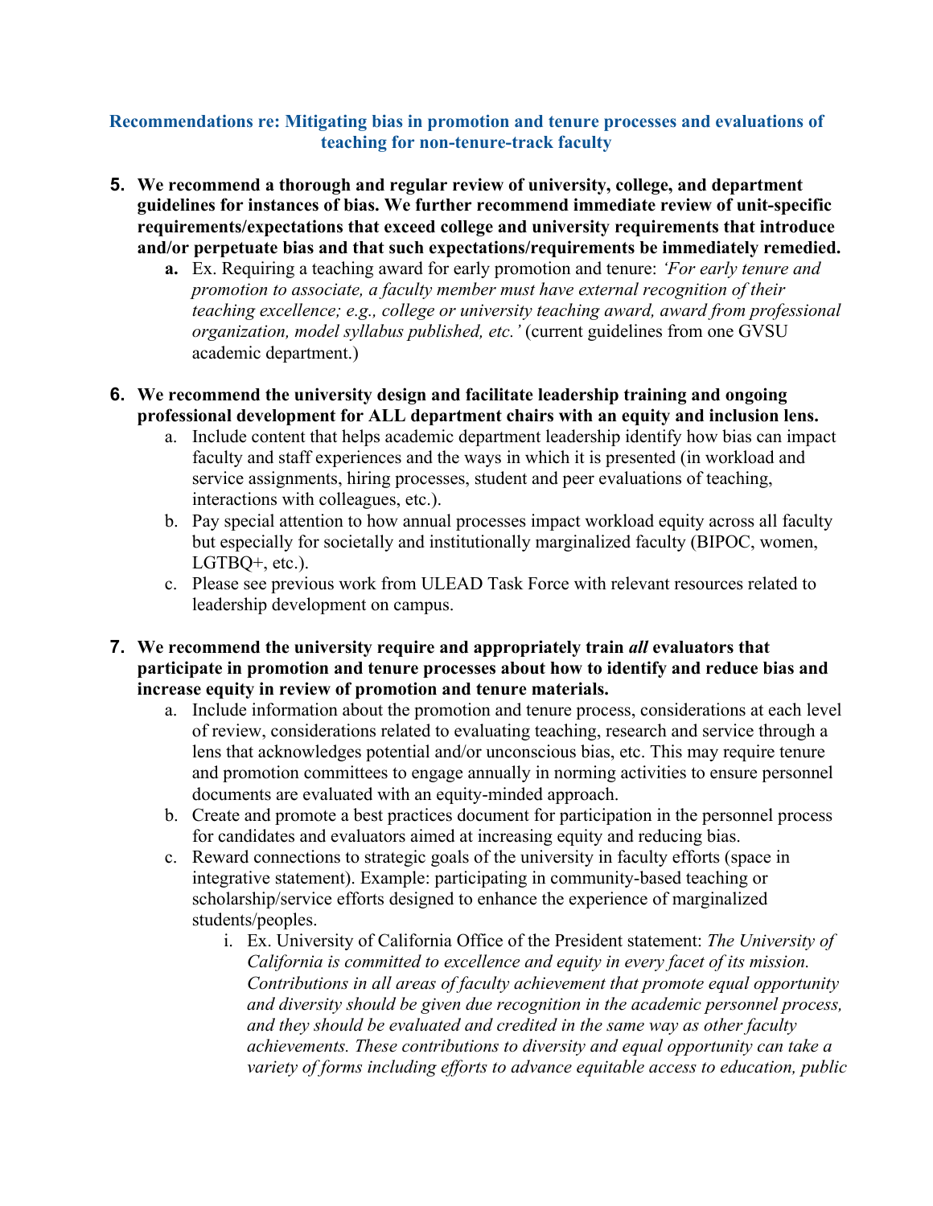### Recommendations re: Mitigating bias in promotion and tenure processes and evaluations of teaching for non-tenure-track faculty

5. **We recommend a thorough and regular review of university, college, and department guidelines for instances of bias. We further recommend immediate review of unit-specific requirements/expectations that exceed college and university requirements that introduce and/or perpetuate bias and that such expectations/requirements be immediately remedied.**
    a. Ex. Requiring a teaching award for early promotion and tenure: *'For early tenure and promotion to associate, a faculty member must have external recognition of their teaching excellence; e.g., college or university teaching award, award from professional organization, model syllabus published, etc.'* (current guidelines from one GVSU academic department.)

6. **We recommend the university design and facilitate leadership training and ongoing professional development for ALL department chairs with an equity and inclusion lens.**
    a. Include content that helps academic department leadership identify how bias can impact faculty and staff experiences and the ways in which it is presented (in workload and service assignments, hiring processes, student and peer evaluations of teaching, interactions with colleagues, etc.).
    b. Pay special attention to how annual processes impact workload equity across all faculty but especially for societally and institutionally marginalized faculty (BIPOC, women, LGTBQ+, etc.).
    c. Please see previous work from ULEAD Task Force with relevant resources related to leadership development on campus.

7. **We recommend the university require and appropriately train *all* evaluators that participate in promotion and tenure processes about how to identify and reduce bias and increase equity in review of promotion and tenure materials.**
    a. Include information about the promotion and tenure process, considerations at each level of review, considerations related to evaluating teaching, research and service through a lens that acknowledges potential and/or unconscious bias, etc. This may require tenure and promotion committees to engage annually in norming activities to ensure personnel documents are evaluated with an equity-minded approach.
    b. Create and promote a best practices document for participation in the personnel process for candidates and evaluators aimed at increasing equity and reducing bias.
    c. Reward connections to strategic goals of the university in faculty efforts (space in integrative statement). Example: participating in community-based teaching or scholarship/service efforts designed to enhance the experience of marginalized students/peoples.
        i. Ex. University of California Office of the President statement: *The University of California is committed to excellence and equity in every facet of its mission. Contributions in all areas of faculty achievement that promote equal opportunity and diversity should be given due recognition in the academic personnel process, and they should be evaluated and credited in the same way as other faculty achievements. These contributions to diversity and equal opportunity can take a variety of forms including efforts to advance equitable access to education, public*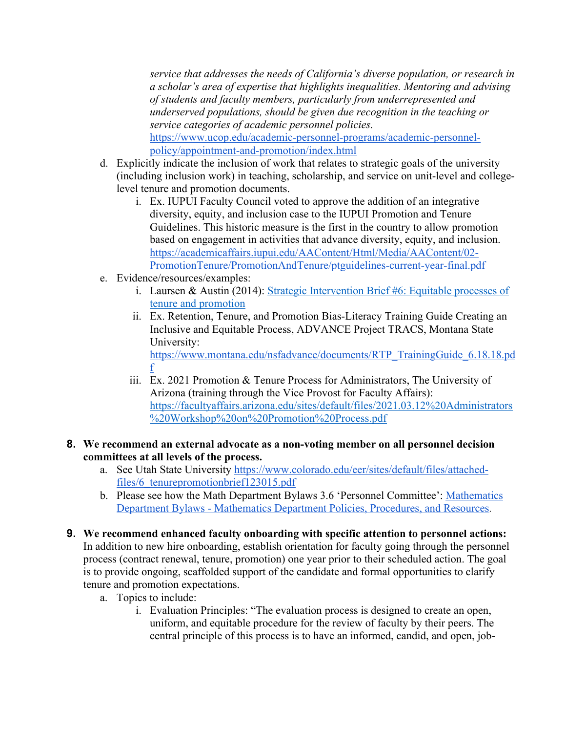*service that addresses the needs of California's diverse population, or research in a scholar's area of expertise that highlights inequalities. Mentoring and advising of students and faculty members, particularly from underrepresented and underserved populations, should be given due recognition in the teaching or service categories of academic personnel policies.*
[https://www.ucop.edu/academic-personnel-programs/academic-personnel-policy/appointment-and-promotion/index.html](https://www.ucop.edu/academic-personnel-programs/academic-personnel-policy/appointment-and-promotion/index.html)

d. Explicitly indicate the inclusion of work that relates to strategic goals of the university (including inclusion work) in teaching, scholarship, and service on unit-level and college-level tenure and promotion documents.
    i. Ex. IUPUI Faculty Council voted to approve the addition of an integrative diversity, equity, and inclusion case to the IUPUI Promotion and Tenure Guidelines. This historic measure is the first in the country to allow promotion based on engagement in activities that advance diversity, equity, and inclusion. [https://academicaffairs.iupui.edu/AAContent/Html/Media/AAContent/02-PromotionTenure/PromotionAndTenure/ptguidelines-current-year-final.pdf](https://academicaffairs.iupui.edu/AAContent/Html/Media/AAContent/02-PromotionTenure/PromotionAndTenure/ptguidelines-current-year-final.pdf)

e. Evidence/resources/examples:
    i. Laursen & Austin (2014): Strategic Intervention Brief #6: Equitable processes of tenure and promotion
    ii. Ex. Retention, Tenure, and Promotion Bias-Literacy Training Guide Creating an Inclusive and Equitable Process, ADVANCE Project TRACS, Montana State University: [https://www.montana.edu/nsfadvance/documents/RTP_TrainingGuide_6.18.18.pdf](https://www.montana.edu/nsfadvance/documents/RTP_TrainingGuide_6.18.18.pdf)
    iii. Ex. 2021 Promotion & Tenure Process for Administrators, The University of Arizona (training through the Vice Provost for Faculty Affairs): [https://facultyaffairs.arizona.edu/sites/default/files/2021.03.12%20Administrators%20Workshop%20on%20Promotion%20Process.pdf](https://facultyaffairs.arizona.edu/sites/default/files/2021.03.12%20Administrators%20Workshop%20on%20Promotion%20Process.pdf)

**8. We recommend an external advocate as a non-voting member on all personnel decision committees at all levels of the process.**

a. See Utah State University [https://www.colorado.edu/eer/sites/default/files/attached-files/6_tenurepromotionbrief123015.pdf](https://www.colorado.edu/eer/sites/default/files/attached-files/6_tenurepromotionbrief123015.pdf)

b. Please see how the Math Department Bylaws 3.6 'Personnel Committee': Mathematics Department Bylaws - Mathematics Department Policies, Procedures, and Resources.

**9. We recommend enhanced faculty onboarding with specific attention to personnel actions:** In addition to new hire onboarding, establish orientation for faculty going through the personnel process (contract renewal, tenure, promotion) one year prior to their scheduled action. The goal is to provide ongoing, scaffolded support of the candidate and formal opportunities to clarify tenure and promotion expectations.

a. Topics to include:
    i. Evaluation Principles: "The evaluation process is designed to create an open, uniform, and equitable procedure for the review of faculty by their peers. The central principle of this process is to have an informed, candid, and open, job-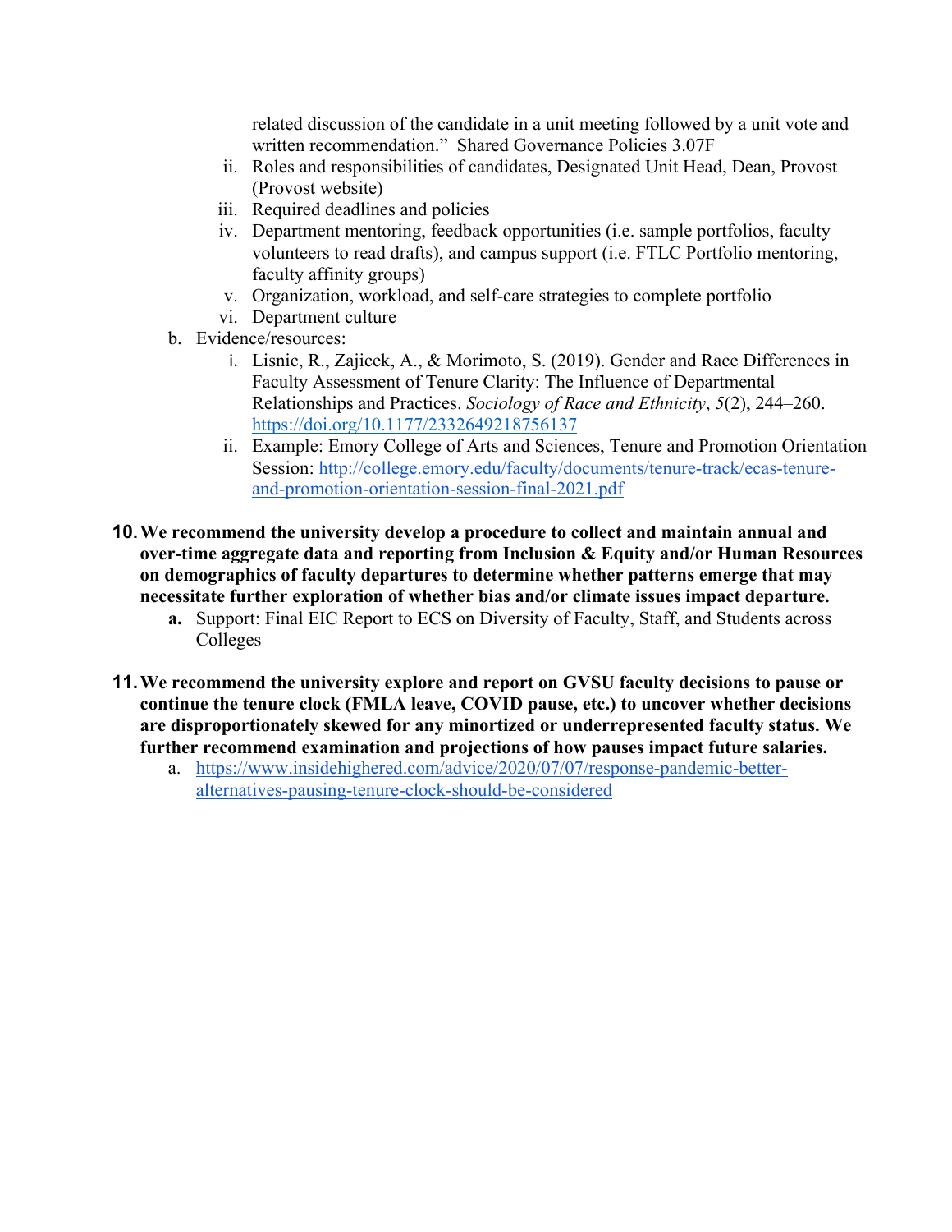related discussion of the candidate in a unit meeting followed by a unit vote and written recommendation." Shared Governance Policies 3.07F

   ii. Roles and responsibilities of candidates, Designated Unit Head, Dean, Provost (Provost website)
   iii. Required deadlines and policies
   iv. Department mentoring, feedback opportunities (i.e. sample portfolios, faculty volunteers to read drafts), and campus support (i.e. FTLC Portfolio mentoring, faculty affinity groups)
   v. Organization, workload, and self-care strategies to complete portfolio
   vi. Department culture

b. Evidence/resources:
   i. Lisnic, R., Zajicek, A., & Morimoto, S. (2019). Gender and Race Differences in Faculty Assessment of Tenure Clarity: The Influence of Departmental Relationships and Practices. *Sociology of Race and Ethnicity*, *5*(2), 244–260. https://doi.org/10.1177/2332649218756137
   ii. Example: Emory College of Arts and Sciences, Tenure and Promotion Orientation Session: http://college.emory.edu/faculty/documents/tenure-track/ecas-tenure-and-promotion-orientation-session-final-2021.pdf

10. **We recommend the university develop a procedure to collect and maintain annual and over-time aggregate data and reporting from Inclusion & Equity and/or Human Resources on demographics of faculty departures to determine whether patterns emerge that may necessitate further exploration of whether bias and/or climate issues impact departure.**
    a. Support: Final EIC Report to ECS on Diversity of Faculty, Staff, and Students across Colleges

11. **We recommend the university explore and report on GVSU faculty decisions to pause or continue the tenure clock (FMLA leave, COVID pause, etc.) to uncover whether decisions are disproportionately skewed for any minortized or underrepresented faculty status. We further recommend examination and projections of how pauses impact future salaries.**
    a. https://www.insidehighered.com/advice/2020/07/07/response-pandemic-better-alternatives-pausing-tenure-clock-should-be-considered